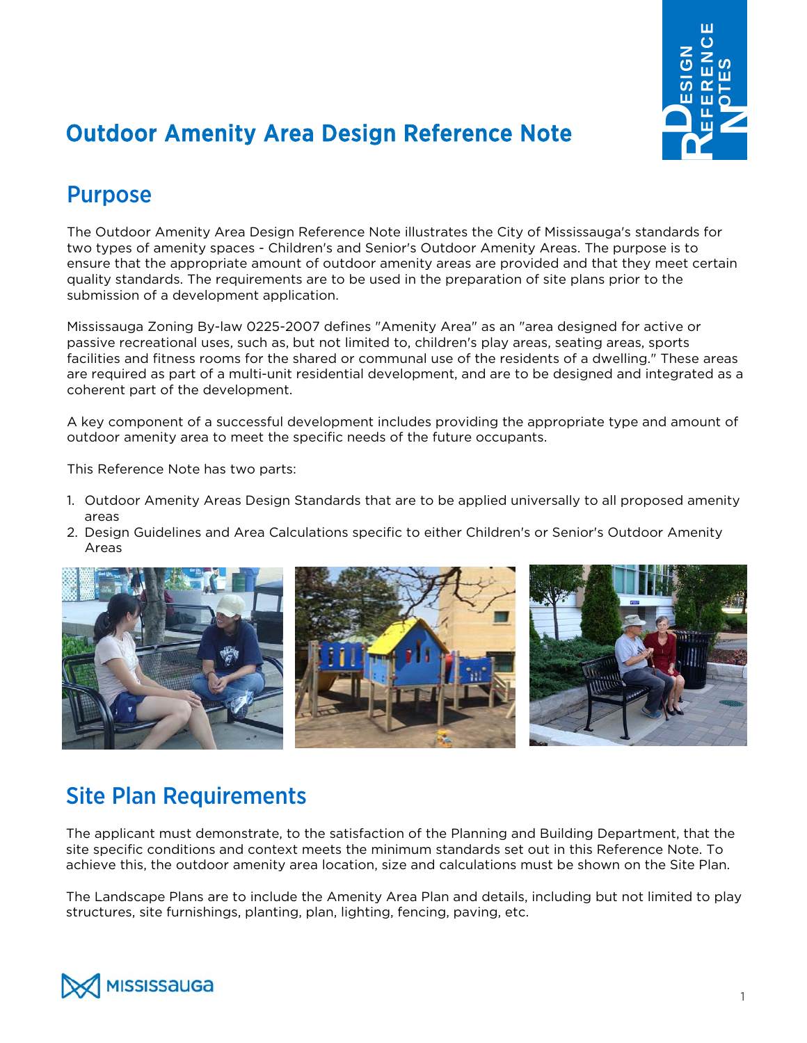# Outdoor Amenity Area Design Reference Note

## Purpose

The Outdoor Amenity Area Design Reference Note illustrates the City of Mississauga's standards for two types of amenity spaces - Children's and Senior's Outdoor Amenity Areas. The purpose is to ensure that the appropriate amount of outdoor amenity areas are provided and that they meet certain quality standards. The requirements are to be used in the preparation of site plans prior to the submission of a development application.

Mississauga Zoning By-law 0225-2007 defines "Amenity Area" as an "area designed for active or passive recreational uses, such as, but not limited to, children's play areas, seating areas, sports facilities and fitness rooms for the shared or communal use of the residents of a dwelling." These areas are required as part of a multi-unit residential development, and are to be designed and integrated as a coherent part of the development.

A key component of a successful development includes providing the appropriate type and amount of outdoor amenity area to meet the specific needs of the future occupants.

This Reference Note has two parts:

1. Outdoor Amenity Areas Design Standards that are to be applied universally to all proposed amenity areas
2. Design Guidelines and Area Calculations specific to either Children's or Senior's Outdoor Amenity Areas

## Site Plan Requirements

The applicant must demonstrate, to the satisfaction of the Planning and Building Department, that the site specific conditions and context meets the minimum standards set out in this Reference Note. To achieve this, the outdoor amenity area location, size and calculations must be shown on the Site Plan.

The Landscape Plans are to include the Amenity Area Plan and details, including but not limited to play structures, site furnishings, planting, plan, lighting, fencing, paving, etc.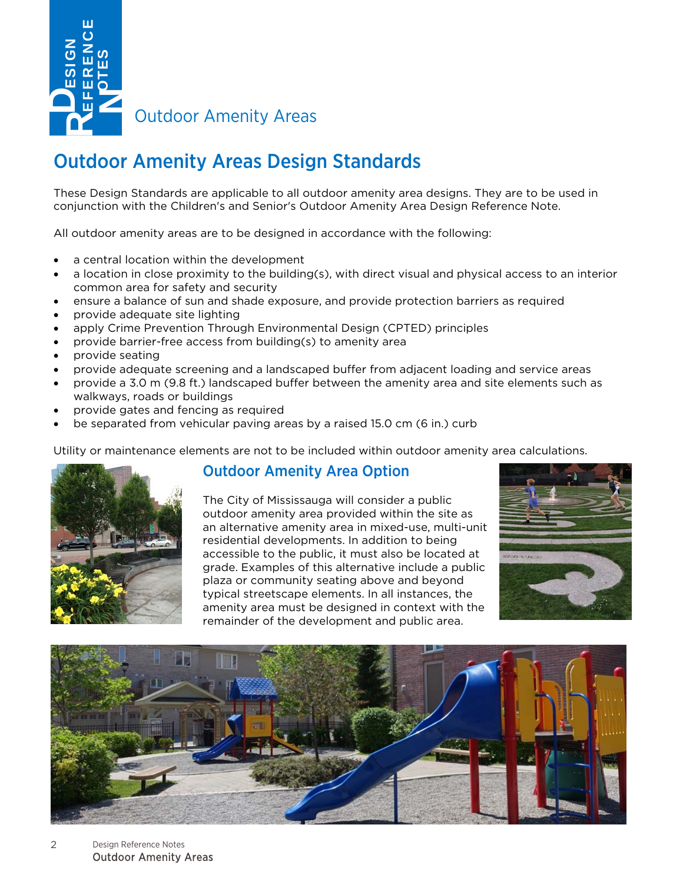# Outdoor Amenity Areas

## Outdoor Amenity Areas Design Standards

These Design Standards are applicable to all outdoor amenity area designs. They are to be used in conjunction with the Children's and Senior's Outdoor Amenity Area Design Reference Note.

All outdoor amenity areas are to be designed in accordance with the following:

- a central location within the development
- a location in close proximity to the building(s), with direct visual and physical access to an interior common area for safety and security
- ensure a balance of sun and shade exposure, and provide protection barriers as required
- provide adequate site lighting
- apply Crime Prevention Through Environmental Design (CPTED) principles
- provide barrier-free access from building(s) to amenity area
- provide seating
- provide adequate screening and a landscaped buffer from adjacent loading and service areas
- provide a 3.0 m (9.8 ft.) landscaped buffer between the amenity area and site elements such as walkways, roads or buildings
- provide gates and fencing as required
- be separated from vehicular paving areas by a raised 15.0 cm (6 in.) curb

Utility or maintenance elements are not to be included within outdoor amenity area calculations.

### Outdoor Amenity Area Option

The City of Mississauga will consider a public outdoor amenity area provided within the site as an alternative amenity area in mixed-use, multi-unit residential developments. In addition to being accessible to the public, it must also be located at grade. Examples of this alternative include a public plaza or community seating above and beyond typical streetscape elements. In all instances, the amenity area must be designed in context with the remainder of the development and public area.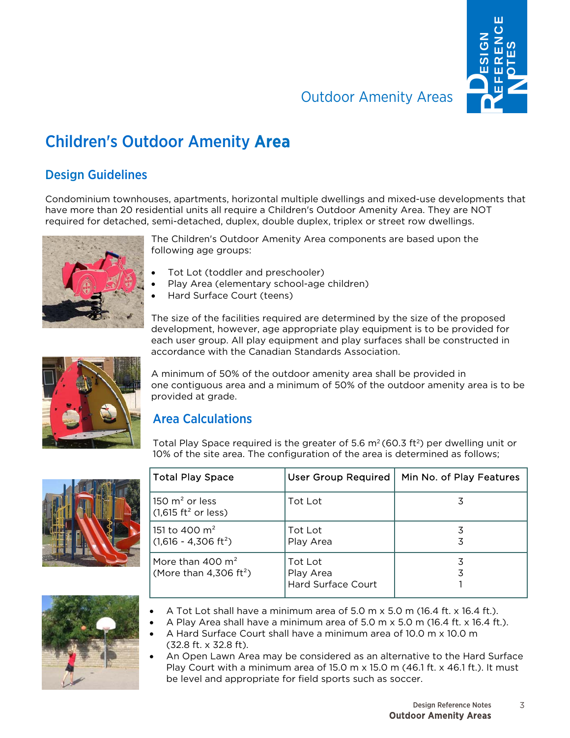# Children's Outdoor Amenity Area

## Design Guidelines

Condominium townhouses, apartments, horizontal multiple dwellings and mixed-use developments that have more than 20 residential units all require a Children's Outdoor Amenity Area. They are NOT required for detached, semi-detached, duplex, double duplex, triplex or street row dwellings.

The Children's Outdoor Amenity Area components are based upon the following age groups:

- Tot Lot (toddler and preschooler)
- Play Area (elementary school-age children)
- Hard Surface Court (teens)

The size of the facilities required are determined by the size of the proposed development, however, age appropriate play equipment is to be provided for each user group. All play equipment and play surfaces shall be constructed in accordance with the Canadian Standards Association.

A minimum of 50% of the outdoor amenity area shall be provided in one contiguous area and a minimum of 50% of the outdoor amenity area is to be provided at grade.

## Area Calculations

Total Play Space required is the greater of 5.6 $m^2$ (60.3 $ft^2$) per dwelling unit or 10% of the site area. The configuration of the area is determined as follows;

| Total Play Space | User Group Required | Min No. of Play Features |
|---|---|---|
| 150 $m^2$ or less (1,615 $ft^2$ or less) | Tot Lot | 3 |
| 151 to 400 $m^2$ (1,616 - 4,306 $ft^2$) | Tot Lot<br>Play Area | 3<br>3 |
| More than 400 $m^2$ (More than 4,306 $ft^2$) | Tot Lot<br>Play Area<br>Hard Surface Court | 3<br>3<br>1 |

- A Tot Lot shall have a minimum area of 5.0 m x 5.0 m (16.4 ft. x 16.4 ft.).
- A Play Area shall have a minimum area of 5.0 m x 5.0 m (16.4 ft. x 16.4 ft.).
- A Hard Surface Court shall have a minimum area of 10.0 m x 10.0 m (32.8 ft. x 32.8 ft).
- An Open Lawn Area may be considered as an alternative to the Hard Surface Play Court with a minimum area of 15.0 m x 15.0 m (46.1 ft. x 46.1 ft.). It must be level and appropriate for field sports such as soccer.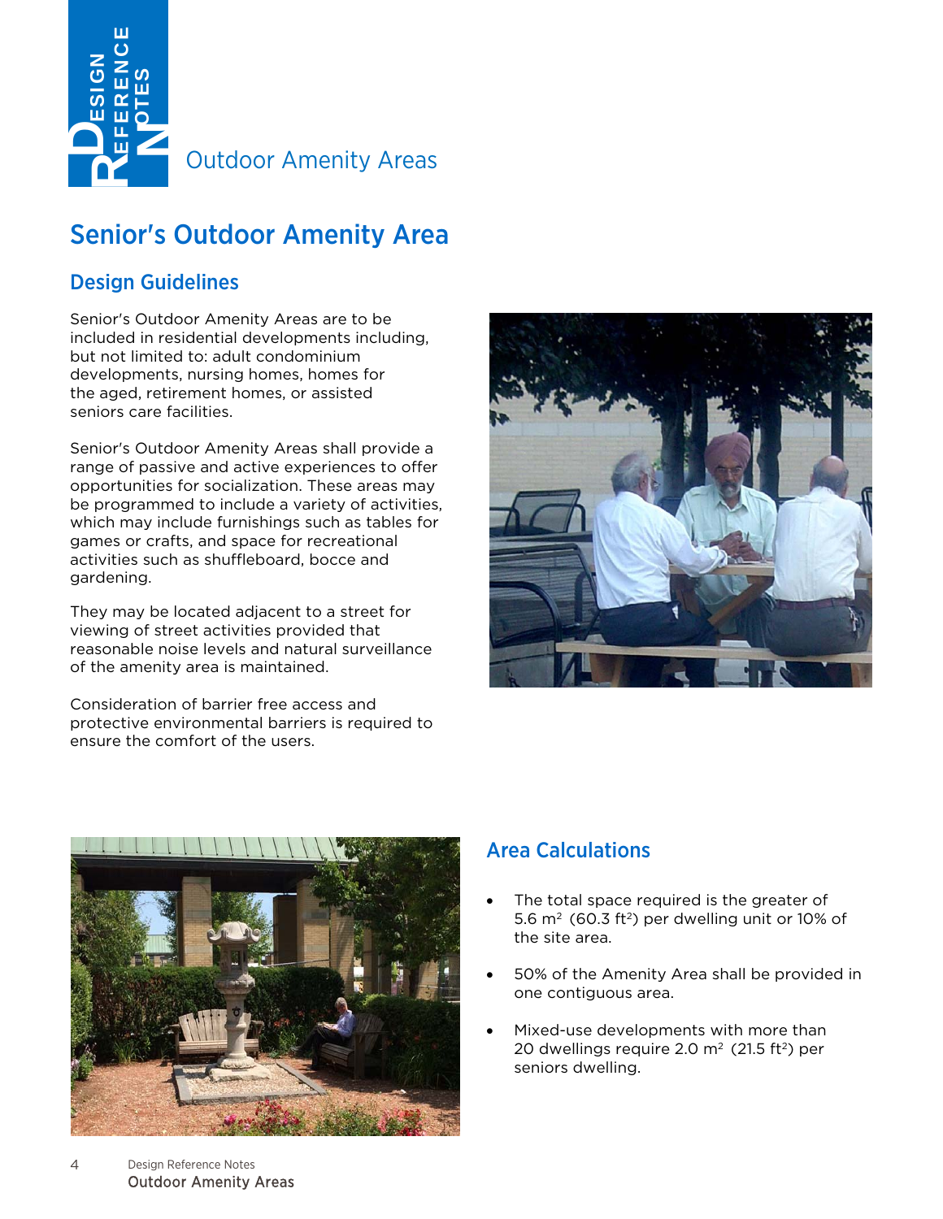# Outdoor Amenity Areas

## Senior's Outdoor Amenity Area

### Design Guidelines

Senior's Outdoor Amenity Areas are to be included in residential developments including, but not limited to: adult condominium developments, nursing homes, homes for the aged, retirement homes, or assisted seniors care facilities.

Senior's Outdoor Amenity Areas shall provide a range of passive and active experiences to offer opportunities for socialization. These areas may be programmed to include a variety of activities, which may include furnishings such as tables for games or crafts, and space for recreational activities such as shuffleboard, bocce and gardening.

They may be located adjacent to a street for viewing of street activities provided that reasonable noise levels and natural surveillance of the amenity area is maintained.

Consideration of barrier free access and protective environmental barriers is required to ensure the comfort of the users.

### Area Calculations

- The total space required is the greater of 5.6 $m^2$ (60.3 $ft^2$) per dwelling unit or 10% of the site area.
- 50% of the Amenity Area shall be provided in one contiguous area.
- Mixed-use developments with more than 20 dwellings require 2.0 $m^2$ (21.5 $ft^2$) per seniors dwelling.